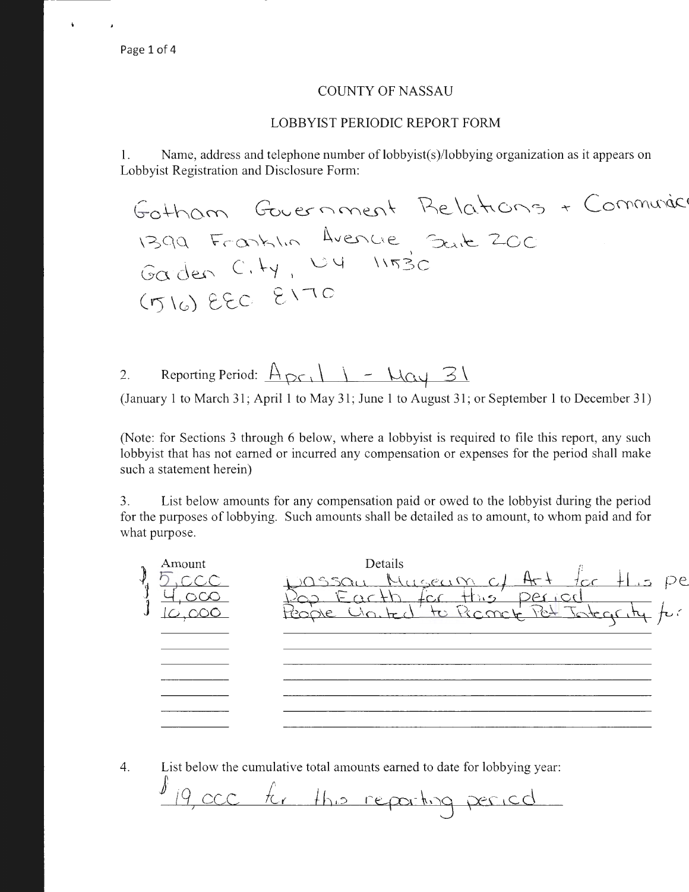## COUNTY OF NASSAU

## LOBBYIST PERIODIC REPORT FORM

1. Name, address and telephone number of lobbyist(s)/lobbying organization as it appears on Lobbyist Registration and Disclosure Form:

Gotham Government Relations + Communic
1399 Franklin Avenue, Suite 200
Garden City, NY 11530
(516) 880 8170

2. Reporting Period: April 1 - May 31

(January 1 to March 31; April 1 to May 31; June 1 to August 31; or September 1 to December 31)

(Note: for Sections 3 through 6 below, where a lobbyist is required to file this report, any such lobbyist that has not earned or incurred any compensation or expenses for the period shall make such a statement herein)

3. List below amounts for any compensation paid or owed to the lobbyist during the period for the purposes of lobbying. Such amounts shall be detailed as to amount, to whom paid and for what purpose.

| Amount | Details |
|---|---|
| $ 5,000 | Nassau Museum of Art for this pe |
| $ 4,000 | Pop Earth for this period |
| $ 10,000 | People United to Protect Pet Integrity fo |

4. List below the cumulative total amounts earned to date for lobbying year:

$ 19,000 for this reporting period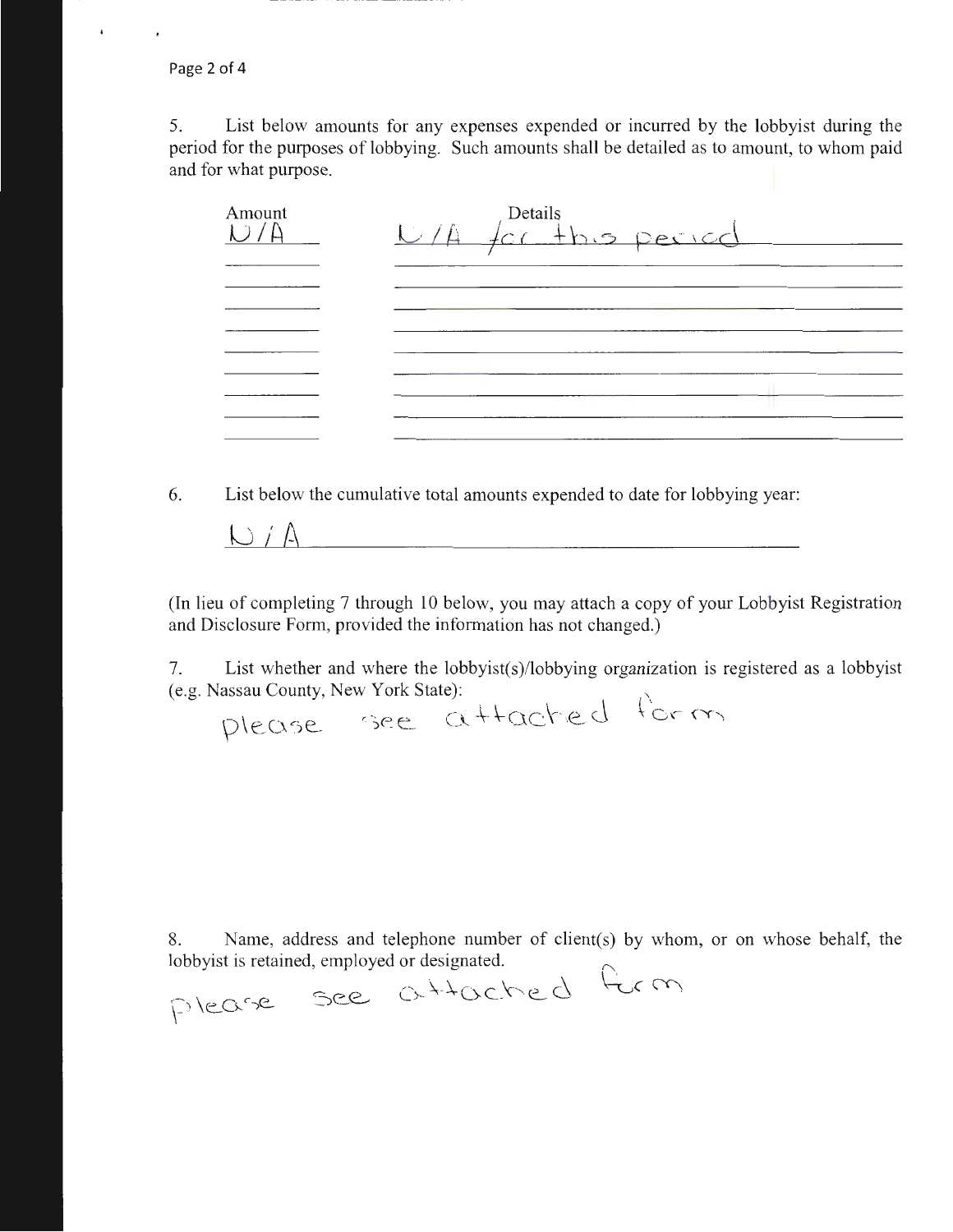5. List below amounts for any expenses expended or incurred by the lobbyist during the period for the purposes of lobbying. Such amounts shall be detailed as to amount, to whom paid and for what purpose.

| Amount | Details |
| --- | --- |
| N/A | N/A for this period |
| | |
| | |
| | |
| | |
| | |
| | |
| | |
| | |

6. List below the cumulative total amounts expended to date for lobbying year:

N/A

(In lieu of completing 7 through 10 below, you may attach a copy of your Lobbyist Registration and Disclosure Form, provided the information has not changed.)

7. List whether and where the lobbyist(s)/lobbying organization is registered as a lobbyist (e.g. Nassau County, New York State):

please see attached form

8. Name, address and telephone number of client(s) by whom, or on whose behalf, the lobbyist is retained, employed or designated.

please see attached form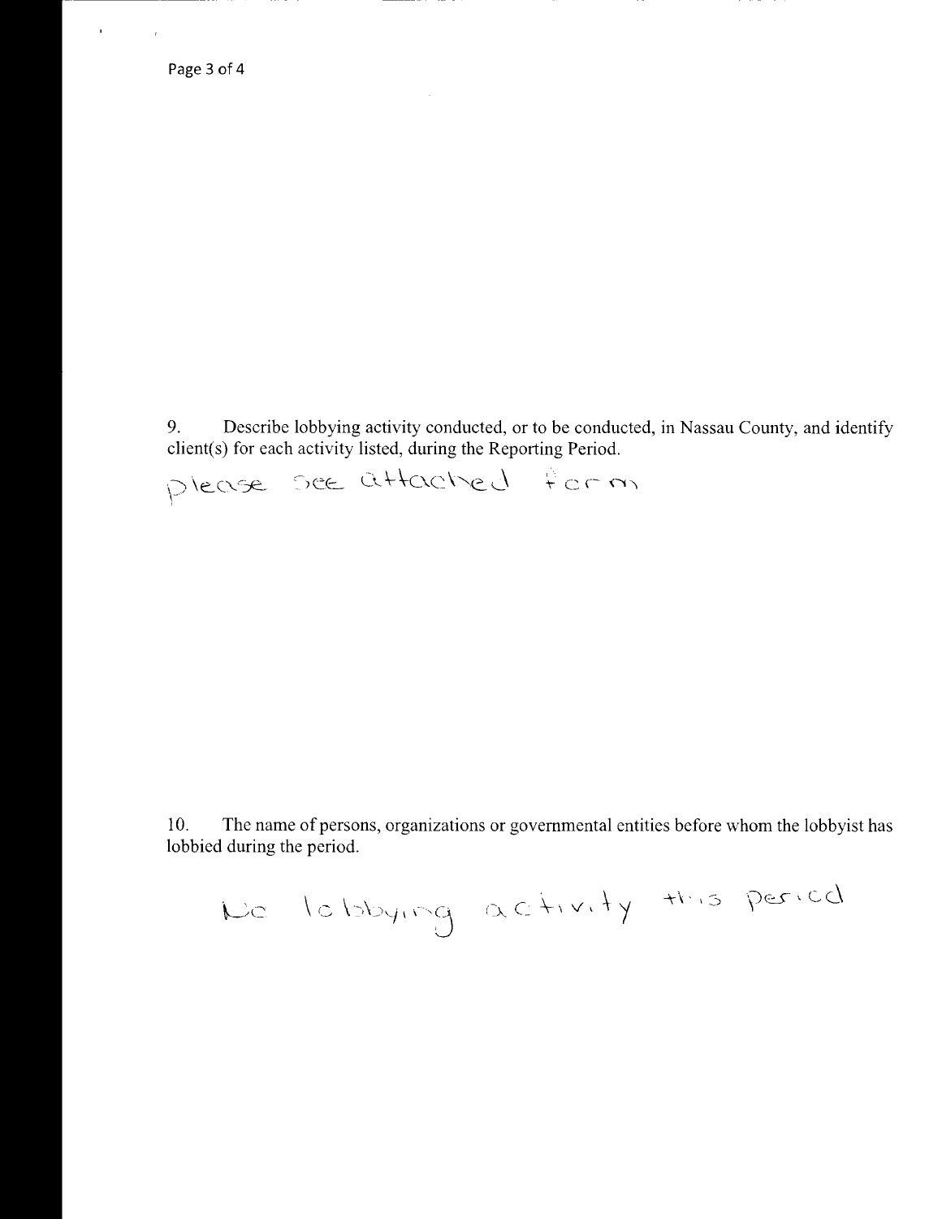9. Describe lobbying activity conducted, or to be conducted, in Nassau County, and identify client(s) for each activity listed, during the Reporting Period.

please see attached form

10. The name of persons, organizations or governmental entities before whom the lobbyist has lobbied during the period.

No lobbying activity this period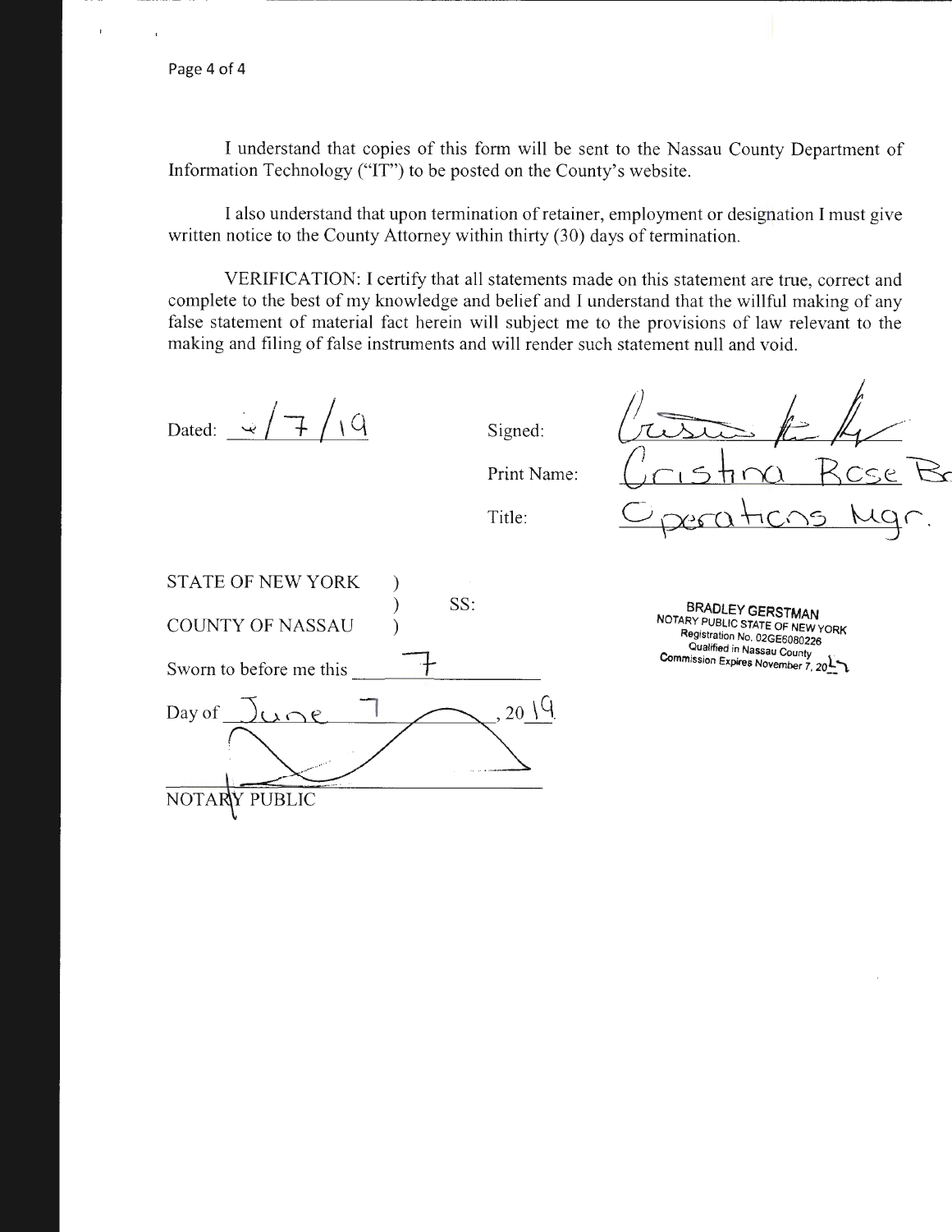I understand that copies of this form will be sent to the Nassau County Department of Information Technology ("IT") to be posted on the County's website.

I also understand that upon termination of retainer, employment or designation I must give written notice to the County Attorney within thirty (30) days of termination.

VERIFICATION: I certify that all statements made on this statement are true, correct and complete to the best of my knowledge and belief and I understand that the willful making of any false statement of material fact herein will subject me to the provisions of law relevant to the making and filing of false instruments and will render such statement null and void.

Dated: 6/7/19

Signed: [signature]

Print Name: Cristina Rose B

Title: Operations Mgr.

STATE OF NEW YORK )
) SS:
COUNTY OF NASSAU )

Sworn to before me this 7

Day of June 7, 2019

[signature]

NOTARY PUBLIC

BRADLEY GERSTMAN
NOTARY PUBLIC STATE OF NEW YORK
Registration No. 02GE6080226
Qualified in Nassau County
Commission Expires November 7, 2021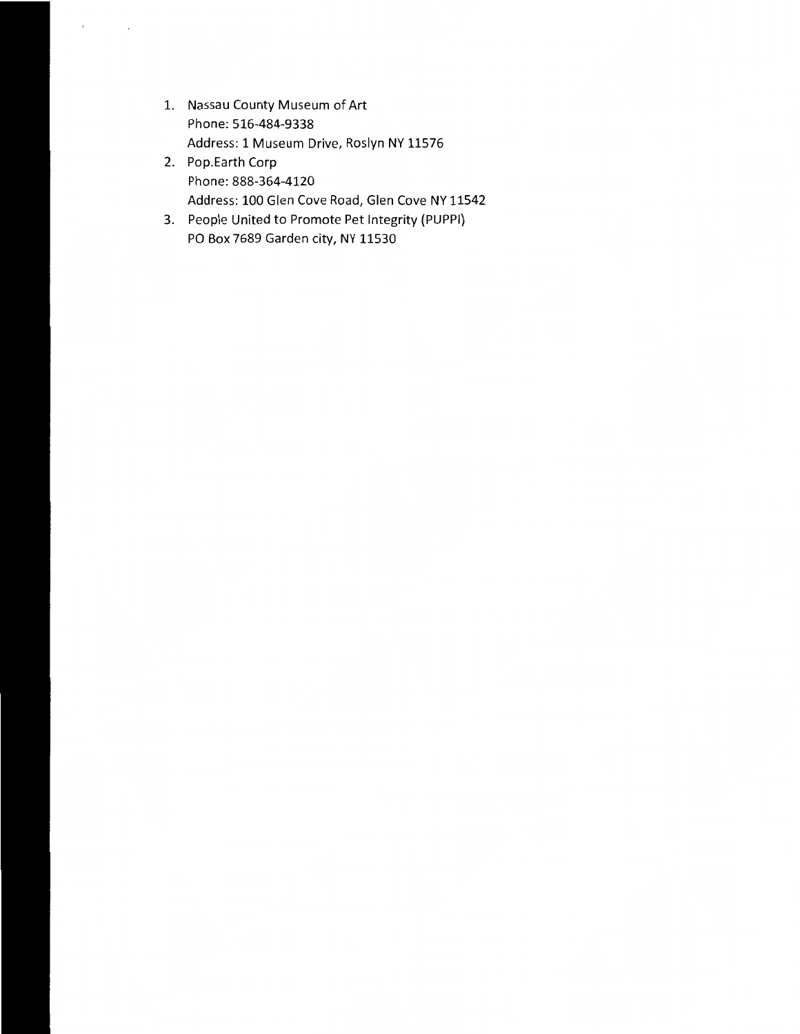1. Nassau County Museum of Art
   Phone: 516-484-9338
   Address: 1 Museum Drive, Roslyn NY 11576
2. Pop.Earth Corp
   Phone: 888-364-4120
   Address: 100 Glen Cove Road, Glen Cove NY 11542
3. People United to Promote Pet Integrity (PUPPI)
   PO Box 7689 Garden city, NY 11530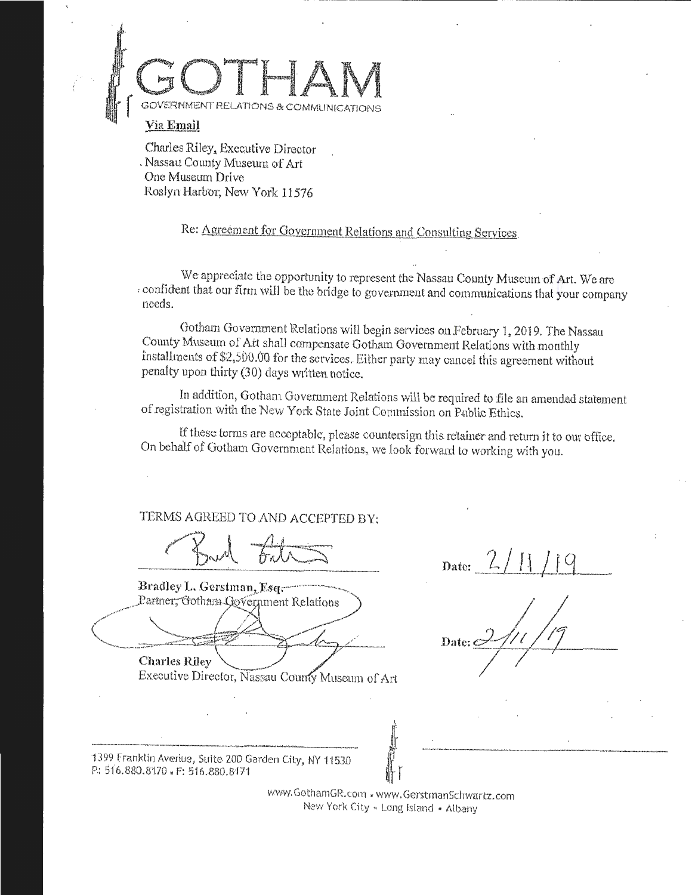# GOTHAM

GOVERNMENT RELATIONS & COMMUNICATIONS

**Via Email**

Charles Riley, Executive Director
Nassau County Museum of Art
One Museum Drive
Roslyn Harbor, New York 11576

Re: Agreement for Government Relations and Consulting Services

We appreciate the opportunity to represent the Nassau County Museum of Art. We are confident that our firm will be the bridge to government and communications that your company needs.

Gotham Government Relations will begin services on February 1, 2019. The Nassau County Museum of Art shall compensate Gotham Government Relations with monthly installments of $2,500.00 for the services. Either party may cancel this agreement without penalty upon thirty (30) days written notice.

In addition, Gotham Government Relations will be required to file an amended statement of registration with the New York State Joint Commission on Public Ethics.

If these terms are acceptable, please countersign this retainer and return it to our office. On behalf of Gotham Government Relations, we look forward to working with you.

TERMS AGREED TO AND ACCEPTED BY:

**Bradley L. Gerstman, Esq.**
Partner, Gotham Government Relations

Date: 2/11/19

**Charles Riley**
Executive Director, Nassau County Museum of Art

Date: 2/11/19

1399 Franklin Avenue, Suite 200 Garden City, NY 11530
P: 516.880.8170 • F: 516.880.8171

www.GothamGR.com • www.GerstmanSchwartz.com
New York City • Long Island • Albany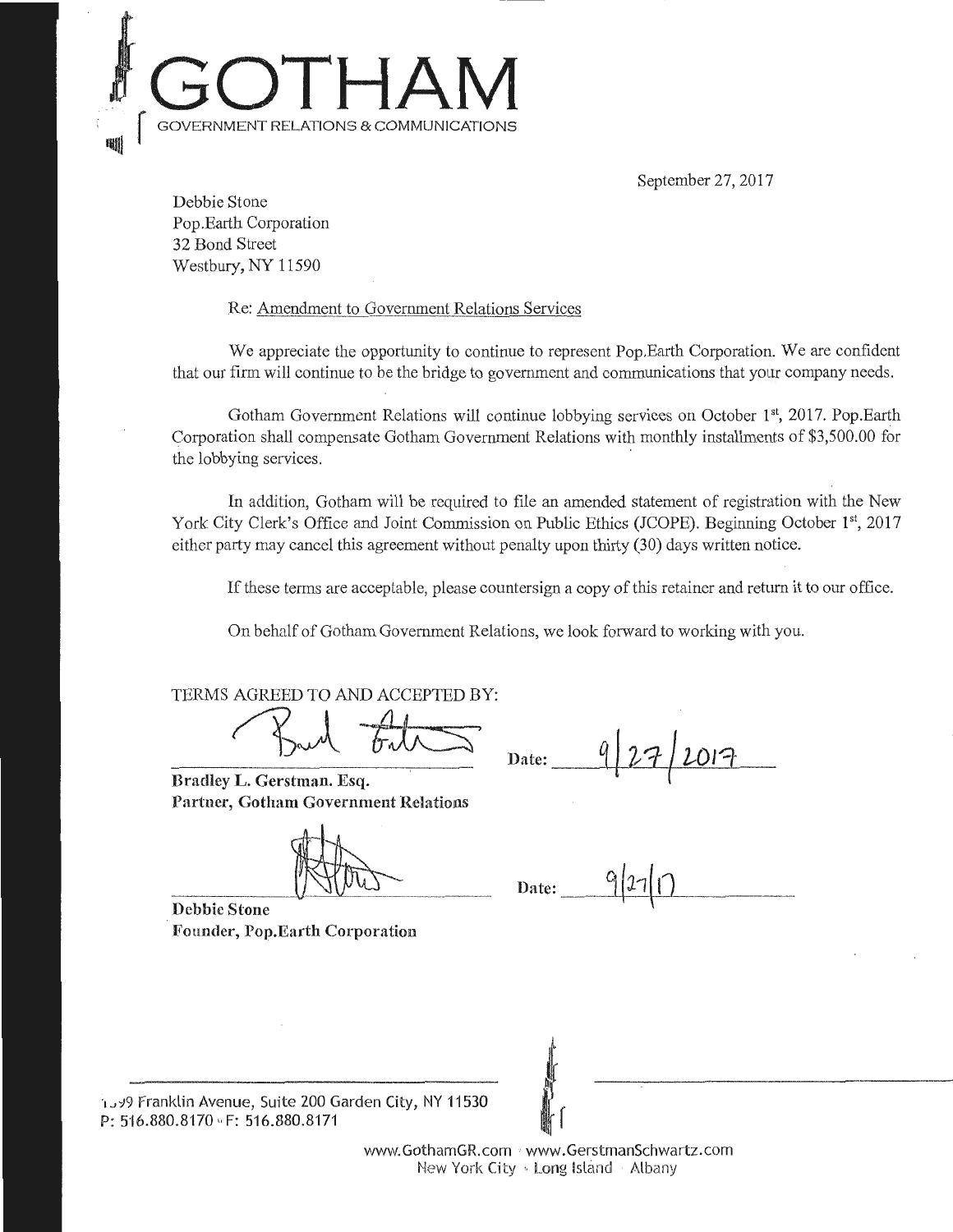# GOTHAM

GOVERNMENT RELATIONS & COMMUNICATIONS

September 27, 2017

Debbie Stone
Pop.Earth Corporation
32 Bond Street
Westbury, NY 11590

Re: Amendment to Government Relations Services

We appreciate the opportunity to continue to represent Pop.Earth Corporation. We are confident that our firm will continue to be the bridge to government and communications that your company needs.

Gotham Government Relations will continue lobbying services on October 1st, 2017. Pop.Earth Corporation shall compensate Gotham Government Relations with monthly installments of $3,500.00 for the lobbying services.

In addition, Gotham will be required to file an amended statement of registration with the New York City Clerk's Office and Joint Commission on Public Ethics (JCOPE). Beginning October 1st, 2017 either party may cancel this agreement without penalty upon thirty (30) days written notice.

If these terms are acceptable, please countersign a copy of this retainer and return it to our office.

On behalf of Gotham Government Relations, we look forward to working with you.

TERMS AGREED TO AND ACCEPTED BY:

**Bradley L. Gerstman. Esq.**
**Partner, Gotham Government Relations**

Date: 9/27/2017

**Debbie Stone**
**Founder, Pop.Earth Corporation**

Date: 9/27/17

1399 Franklin Avenue, Suite 200 Garden City, NY 11530
P: 516.880.8170 · F: 516.880.8171

www.GothamGR.com · www.GerstmanSchwartz.com
New York City · Long Island · Albany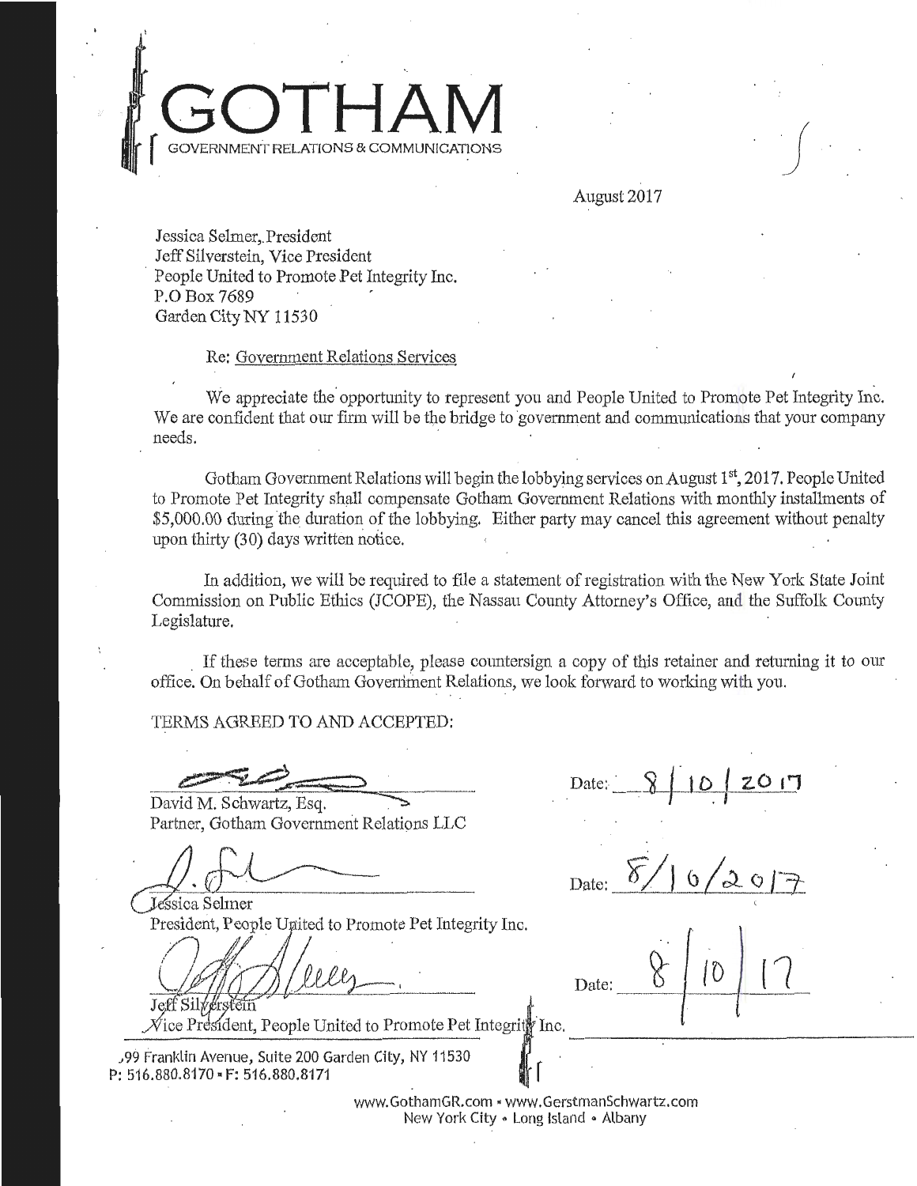# GOTHAM

GOVERNMENT RELATIONS & COMMUNICATIONS

August 2017

Jessica Selmer, President
Jeff Silverstein, Vice President
People United to Promote Pet Integrity Inc.
P.O Box 7689
Garden City NY 11530

Re: Government Relations Services

We appreciate the opportunity to represent you and People United to Promote Pet Integrity Inc. We are confident that our firm will be the bridge to government and communications that your company needs.

Gotham Government Relations will begin the lobbying services on August 1st, 2017. People United to Promote Pet Integrity shall compensate Gotham Government Relations with monthly installments of $5,000.00 during the duration of the lobbying. Either party may cancel this agreement without penalty upon thirty (30) days written notice.

In addition, we will be required to file a statement of registration with the New York State Joint Commission on Public Ethics (JCOPE), the Nassau County Attorney's Office, and the Suffolk County Legislature.

If these terms are acceptable, please countersign a copy of this retainer and returning it to our office. On behalf of Gotham Government Relations, we look forward to working with you.

TERMS AGREED TO AND ACCEPTED:

David M. Schwartz, Esq.
Partner, Gotham Government Relations LLC

Date: 8/10/2017

Jessica Selmer
President, People United to Promote Pet Integrity Inc.

Date: 8/10/2017

Jeff Silverstein
Vice President, People United to Promote Pet Integrity Inc.

Date: 8/10/17

99 Franklin Avenue, Suite 200 Garden City, NY 11530
P: 516.880.8170 • F: 516.880.8171

www.GothamGR.com • www.GerstmanSchwartz.com
New York City • Long Island • Albany